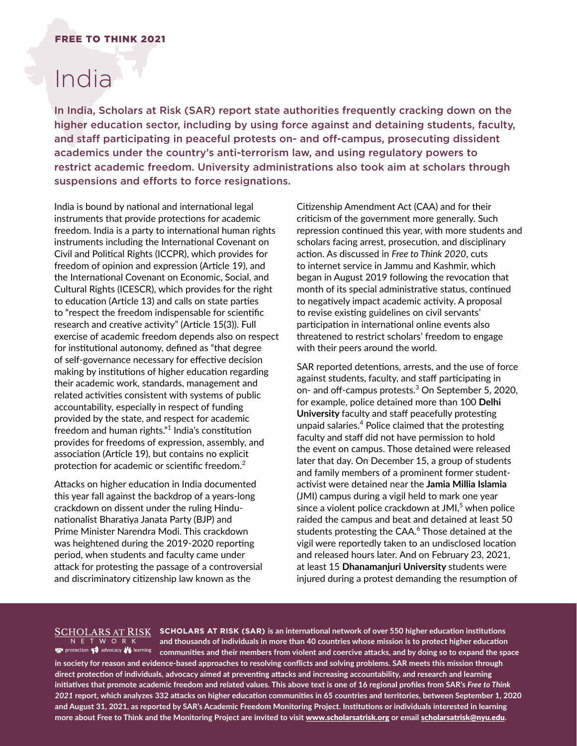**FREE TO THINK 2021**

# India

In India, Scholars at Risk (SAR) report state authorities frequently cracking down on the higher education sector, including by using force against and detaining students, faculty, and staff participating in peaceful protests on- and off-campus, prosecuting dissident academics under the country's anti-terrorism law, and using regulatory powers to restrict academic freedom. University administrations also took aim at scholars through suspensions and efforts to force resignations.

India is bound by national and international legal instruments that provide protections for academic freedom. India is a party to international human rights instruments including the International Covenant on Civil and Political Rights (ICCPR), which provides for freedom of opinion and expression (Article 19), and the International Covenant on Economic, Social, and Cultural Rights (ICESCR), which provides for the right to education (Article 13) and calls on state parties to "respect the freedom indispensable for scientific research and creative activity" (Article 15(3)). Full exercise of academic freedom depends also on respect for institutional autonomy, defined as "that degree of self-governance necessary for effective decision making by institutions of higher education regarding their academic work, standards, management and related activities consistent with systems of public accountability, especially in respect of funding provided by the state, and respect for academic freedom and human rights."[1] India's constitution provides for freedoms of expression, assembly, and association (Article 19), but contains no explicit protection for academic or scientific freedom.[2]

Attacks on higher education in India documented this year fall against the backdrop of a years-long crackdown on dissent under the ruling Hindu-nationalist Bharatiya Janata Party (BJP) and Prime Minister Narendra Modi. This crackdown was heightened during the 2019-2020 reporting period, when students and faculty came under attack for protesting the passage of a controversial and discriminatory citizenship law known as the Citizenship Amendment Act (CAA) and for their criticism of the government more generally. Such repression continued this year, with more students and scholars facing arrest, prosecution, and disciplinary action. As discussed in *Free to Think 2020*, cuts to internet service in Jammu and Kashmir, which began in August 2019 following the revocation that month of its special administrative status, continued to negatively impact academic activity. A proposal to revise existing guidelines on civil servants' participation in international online events also threatened to restrict scholars' freedom to engage with their peers around the world.

SAR reported detentions, arrests, and the use of force against students, faculty, and staff participating in on- and off-campus protests.[3] On September 5, 2020, for example, police detained more than 100 **Delhi University** faculty and staff peacefully protesting unpaid salaries.[4] Police claimed that the protesting faculty and staff did not have permission to hold the event on campus. Those detained were released later that day. On December 15, a group of students and family members of a prominent former student-activist were detained near the **Jamia Millia Islamia** (JMI) campus during a vigil held to mark one year since a violent police crackdown at JMI,[5] when police raided the campus and beat and detained at least 50 students protesting the CAA.[6] Those detained at the vigil were reportedly taken to an undisclosed location and released hours later. And on February 23, 2021, at least 15 **Dhanamanjuri University** students were injured during a protest demanding the resumption of

**SCHOLARS AT RISK (SAR) is an international network of over 550 higher education institutions and thousands of individuals in more than 40 countries whose mission is to protect higher education communities and their members from violent and coercive attacks, and by doing so to expand the space in society for reason and evidence-based approaches to resolving conflicts and solving problems. SAR meets this mission through direct protection of individuals, advocacy aimed at preventing attacks and increasing accountability, and research and learning initiatives that promote academic freedom and related values. This above text is one of 16 regional profiles from SAR's *Free to Think 2021* report, which analyzes 332 attacks on higher education communities in 65 countries and territories, between September 1, 2020 and August 31, 2021, as reported by SAR's Academic Freedom Monitoring Project. Institutions or individuals interested in learning more about Free to Think and the Monitoring Project are invited to visit www.scholarsatrisk.org or email scholarsatrisk@nyu.edu.**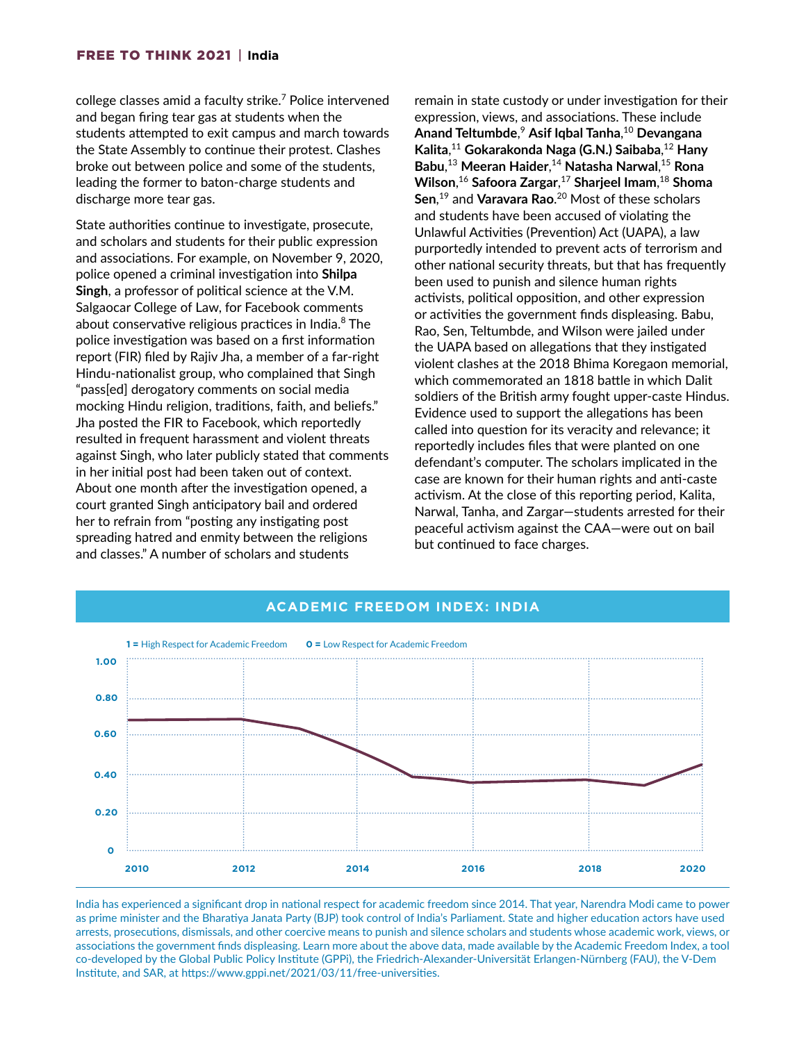college classes amid a faculty strike.[7] Police intervened and began firing tear gas at students when the students attempted to exit campus and march towards the State Assembly to continue their protest. Clashes broke out between police and some of the students, leading the former to baton-charge students and discharge more tear gas.

State authorities continue to investigate, prosecute, and scholars and students for their public expression and associations. For example, on November 9, 2020, police opened a criminal investigation into **Shilpa Singh**, a professor of political science at the V.M. Salgaocar College of Law, for Facebook comments about conservative religious practices in India.[8] The police investigation was based on a first information report (FIR) filed by Rajiv Jha, a member of a far-right Hindu-nationalist group, who complained that Singh "pass[ed] derogatory comments on social media mocking Hindu religion, traditions, faith, and beliefs." Jha posted the FIR to Facebook, which reportedly resulted in frequent harassment and violent threats against Singh, who later publicly stated that comments in her initial post had been taken out of context. About one month after the investigation opened, a court granted Singh anticipatory bail and ordered her to refrain from "posting any instigating post spreading hatred and enmity between the religions and classes." A number of scholars and students remain in state custody or under investigation for their expression, views, and associations. These include **Anand Teltumbde**,[9] **Asif Iqbal Tanha**,[10] **Devangana Kalita**,[11] **Gokarakonda Naga (G.N.) Saibaba**,[12] **Hany Babu**,[13] **Meeran Haider**,[14] **Natasha Narwal**,[15] **Rona Wilson**,[16] **Safoora Zargar**,[17] **Sharjeel Imam**,[18] **Shoma Sen**,[19] and **Varavara Rao**.[20] Most of these scholars and students have been accused of violating the Unlawful Activities (Prevention) Act (UAPA), a law purportedly intended to prevent acts of terrorism and other national security threats, but that has frequently been used to punish and silence human rights activists, political opposition, and other expression or activities the government finds displeasing. Babu, Rao, Sen, Teltumbde, and Wilson were jailed under the UAPA based on allegations that they instigated violent clashes at the 2018 Bhima Koregaon memorial, which commemorated an 1818 battle in which Dalit soldiers of the British army fought upper-caste Hindus. Evidence used to support the allegations has been called into question for its veracity and relevance; it reportedly includes files that were planted on one defendant's computer. The scholars implicated in the case are known for their human rights and anti-caste activism. At the close of this reporting period, Kalita, Narwal, Tanha, and Zargar—students arrested for their peaceful activism against the CAA—were out on bail but continued to face charges.

## ACADEMIC FREEDOM INDEX: INDIA

**1 =** High Respect for Academic Freedom **0 =** Low Respect for Academic Freedom

India has experienced a significant drop in national respect for academic freedom since 2014. That year, Narendra Modi came to power as prime minister and the Bharatiya Janata Party (BJP) took control of India's Parliament. State and higher education actors have used arrests, prosecutions, dismissals, and other coercive means to punish and silence scholars and students whose academic work, views, or associations the government finds displeasing. Learn more about the above data, made available by the Academic Freedom Index, a tool co-developed by the Global Public Policy Institute (GPPi), the Friedrich-Alexander-Universität Erlangen-Nürnberg (FAU), the V-Dem Institute, and SAR, at https://www.gppi.net/2021/03/11/free-universities.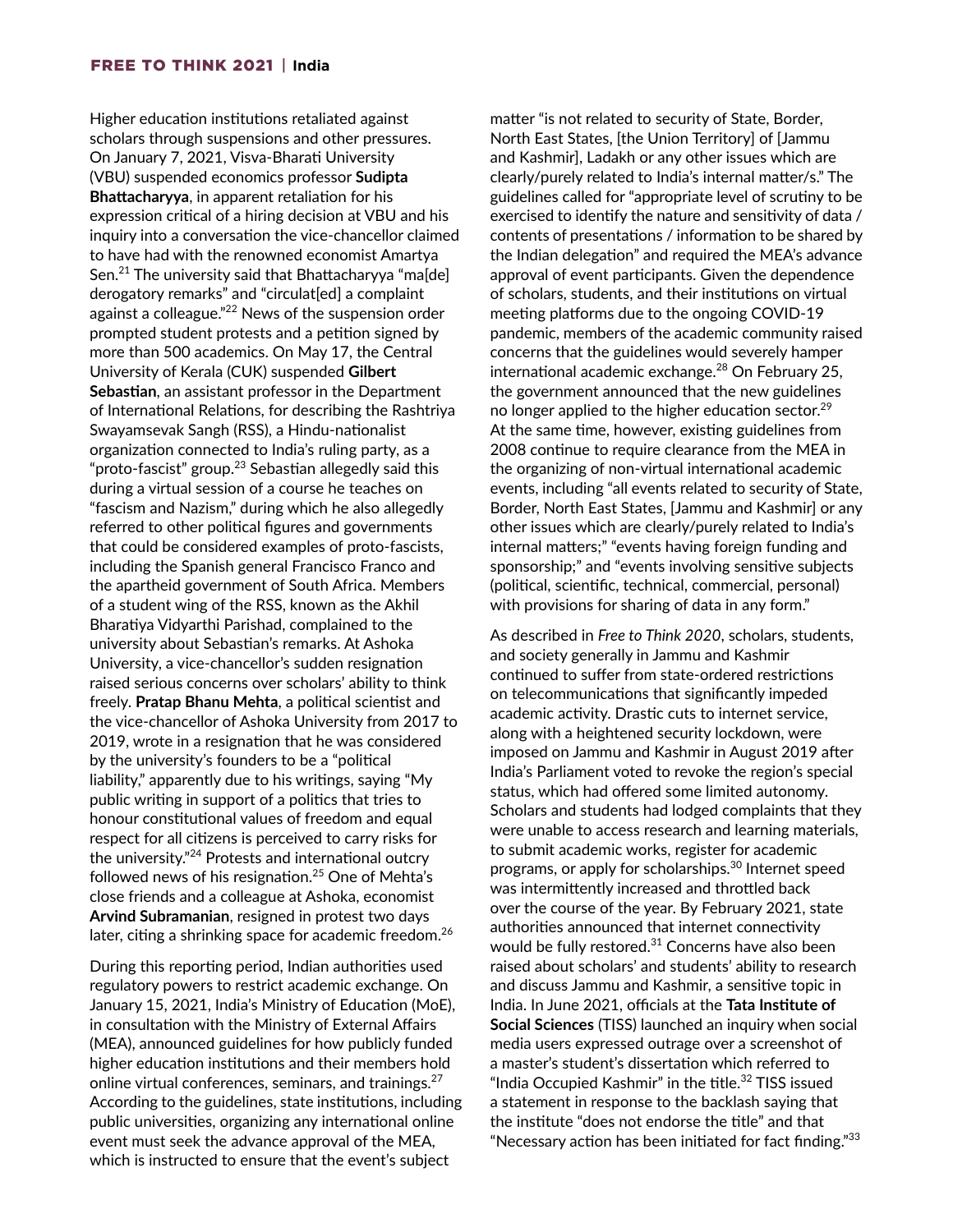Higher education institutions retaliated against scholars through suspensions and other pressures. On January 7, 2021, Visva-Bharati University (VBU) suspended economics professor **Sudipta Bhattacharyya**, in apparent retaliation for his expression critical of a hiring decision at VBU and his inquiry into a conversation the vice-chancellor claimed to have had with the renowned economist Amartya Sen.[21] The university said that Bhattacharyya "ma[de] derogatory remarks" and "circulat[ed] a complaint against a colleague."[22] News of the suspension order prompted student protests and a petition signed by more than 500 academics. On May 17, the Central University of Kerala (CUK) suspended **Gilbert Sebastian**, an assistant professor in the Department of International Relations, for describing the Rashtriya Swayamsevak Sangh (RSS), a Hindu-nationalist organization connected to India's ruling party, as a "proto-fascist" group.[23] Sebastian allegedly said this during a virtual session of a course he teaches on "fascism and Nazism," during which he also allegedly referred to other political figures and governments that could be considered examples of proto-fascists, including the Spanish general Francisco Franco and the apartheid government of South Africa. Members of a student wing of the RSS, known as the Akhil Bharatiya Vidyarthi Parishad, complained to the university about Sebastian's remarks. At Ashoka University, a vice-chancellor's sudden resignation raised serious concerns over scholars' ability to think freely. **Pratap Bhanu Mehta**, a political scientist and the vice-chancellor of Ashoka University from 2017 to 2019, wrote in a resignation that he was considered by the university's founders to be a "political liability," apparently due to his writings, saying "My public writing in support of a politics that tries to honour constitutional values of freedom and equal respect for all citizens is perceived to carry risks for the university."[24] Protests and international outcry followed news of his resignation.[25] One of Mehta's close friends and a colleague at Ashoka, economist **Arvind Subramanian**, resigned in protest two days later, citing a shrinking space for academic freedom.[26]

During this reporting period, Indian authorities used regulatory powers to restrict academic exchange. On January 15, 2021, India's Ministry of Education (MoE), in consultation with the Ministry of External Affairs (MEA), announced guidelines for how publicly funded higher education institutions and their members hold online virtual conferences, seminars, and trainings.[27] According to the guidelines, state institutions, including public universities, organizing any international online event must seek the advance approval of the MEA, which is instructed to ensure that the event's subject matter "is not related to security of State, Border, North East States, [the Union Territory] of [Jammu and Kashmir], Ladakh or any other issues which are clearly/purely related to India's internal matter/s." The guidelines called for "appropriate level of scrutiny to be exercised to identify the nature and sensitivity of data / contents of presentations / information to be shared by the Indian delegation" and required the MEA's advance approval of event participants. Given the dependence of scholars, students, and their institutions on virtual meeting platforms due to the ongoing COVID-19 pandemic, members of the academic community raised concerns that the guidelines would severely hamper international academic exchange.[28] On February 25, the government announced that the new guidelines no longer applied to the higher education sector.[29] At the same time, however, existing guidelines from 2008 continue to require clearance from the MEA in the organizing of non-virtual international academic events, including "all events related to security of State, Border, North East States, [Jammu and Kashmir] or any other issues which are clearly/purely related to India's internal matters;" "events having foreign funding and sponsorship;" and "events involving sensitive subjects (political, scientific, technical, commercial, personal) with provisions for sharing of data in any form."

As described in *Free to Think 2020*, scholars, students, and society generally in Jammu and Kashmir continued to suffer from state-ordered restrictions on telecommunications that significantly impeded academic activity. Drastic cuts to internet service, along with a heightened security lockdown, were imposed on Jammu and Kashmir in August 2019 after India's Parliament voted to revoke the region's special status, which had offered some limited autonomy. Scholars and students had lodged complaints that they were unable to access research and learning materials, to submit academic works, register for academic programs, or apply for scholarships.[30] Internet speed was intermittently increased and throttled back over the course of the year. By February 2021, state authorities announced that internet connectivity would be fully restored.[31] Concerns have also been raised about scholars' and students' ability to research and discuss Jammu and Kashmir, a sensitive topic in India. In June 2021, officials at the **Tata Institute of Social Sciences** (TISS) launched an inquiry when social media users expressed outrage over a screenshot of a master's student's dissertation which referred to "India Occupied Kashmir" in the title.[32] TISS issued a statement in response to the backlash saying that the institute "does not endorse the title" and that "Necessary action has been initiated for fact finding."[33]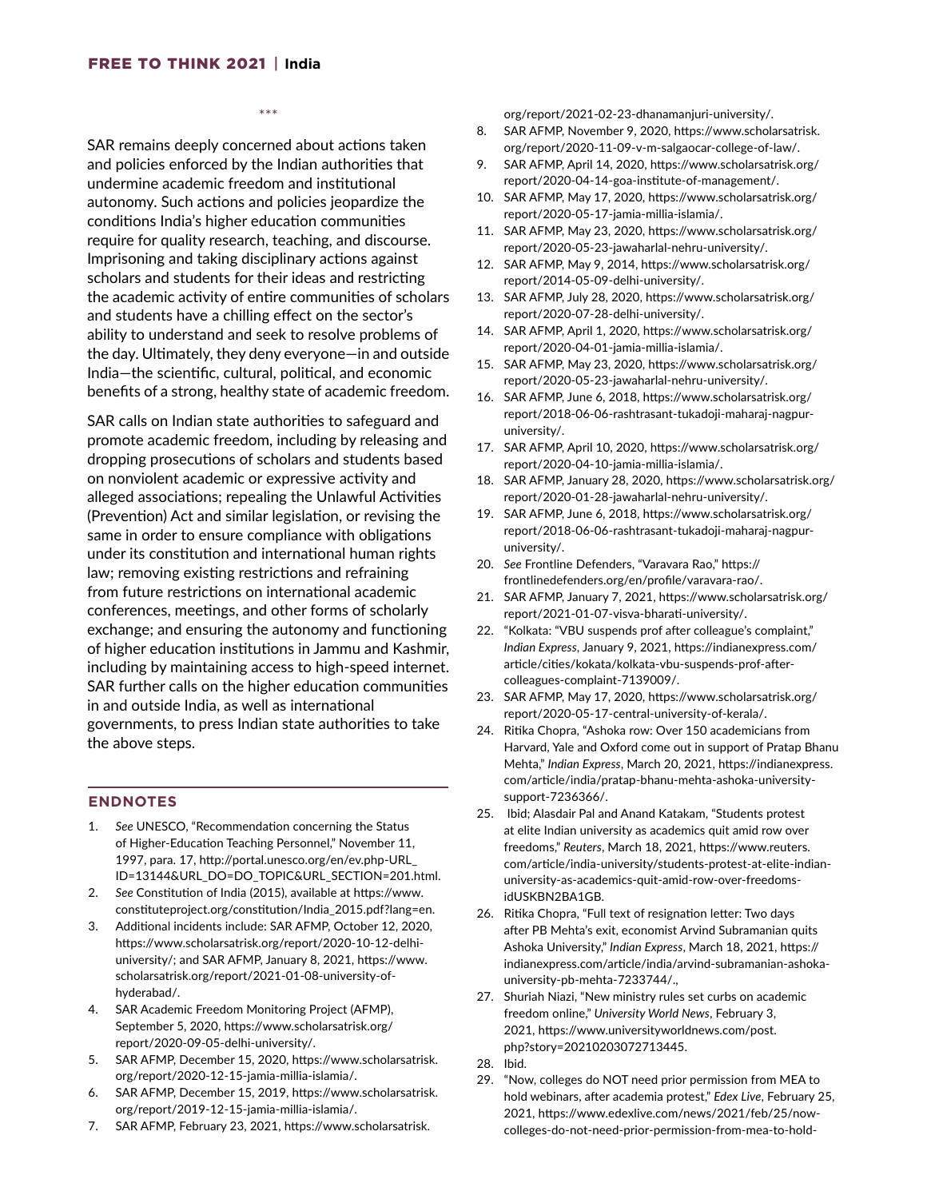\*\*\*

SAR remains deeply concerned about actions taken and policies enforced by the Indian authorities that undermine academic freedom and institutional autonomy. Such actions and policies jeopardize the conditions India's higher education communities require for quality research, teaching, and discourse. Imprisoning and taking disciplinary actions against scholars and students for their ideas and restricting the academic activity of entire communities of scholars and students have a chilling effect on the sector's ability to understand and seek to resolve problems of the day. Ultimately, they deny everyone—in and outside India—the scientific, cultural, political, and economic benefits of a strong, healthy state of academic freedom.

SAR calls on Indian state authorities to safeguard and promote academic freedom, including by releasing and dropping prosecutions of scholars and students based on nonviolent academic or expressive activity and alleged associations; repealing the Unlawful Activities (Prevention) Act and similar legislation, or revising the same in order to ensure compliance with obligations under its constitution and international human rights law; removing existing restrictions and refraining from future restrictions on international academic conferences, meetings, and other forms of scholarly exchange; and ensuring the autonomy and functioning of higher education institutions in Jammu and Kashmir, including by maintaining access to high-speed internet. SAR further calls on the higher education communities in and outside India, as well as international governments, to press Indian state authorities to take the above steps.

## ENDNOTES

1. *See* UNESCO, "Recommendation concerning the Status of Higher-Education Teaching Personnel," November 11, 1997, para. 17, http://portal.unesco.org/en/ev.php-URL_ID=13144&URL_DO=DO_TOPIC&URL_SECTION=201.html.
2. *See* Constitution of India (2015), available at https://www.constituteproject.org/constitution/India_2015.pdf?lang=en.
3. Additional incidents include: SAR AFMP, October 12, 2020, https://www.scholarsatrisk.org/report/2020-10-12-delhi-university/; and SAR AFMP, January 8, 2021, https://www.scholarsatrisk.org/report/2021-01-08-university-of-hyderabad/.
4. SAR Academic Freedom Monitoring Project (AFMP), September 5, 2020, https://www.scholarsatrisk.org/report/2020-09-05-delhi-university/.
5. SAR AFMP, December 15, 2020, https://www.scholarsatrisk.org/report/2020-12-15-jamia-millia-islamia/.
6. SAR AFMP, December 15, 2019, https://www.scholarsatrisk.org/report/2019-12-15-jamia-millia-islamia/.
7. SAR AFMP, February 23, 2021, https://www.scholarsatrisk.org/report/2021-02-23-dhanamanjuri-university/.
8. SAR AFMP, November 9, 2020, https://www.scholarsatrisk.org/report/2020-11-09-v-m-salgaocar-college-of-law/.
9. SAR AFMP, April 14, 2020, https://www.scholarsatrisk.org/report/2020-04-14-goa-institute-of-management/.
10. SAR AFMP, May 17, 2020, https://www.scholarsatrisk.org/report/2020-05-17-jamia-millia-islamia/.
11. SAR AFMP, May 23, 2020, https://www.scholarsatrisk.org/report/2020-05-23-jawaharlal-nehru-university/.
12. SAR AFMP, May 9, 2014, https://www.scholarsatrisk.org/report/2014-05-09-delhi-university/.
13. SAR AFMP, July 28, 2020, https://www.scholarsatrisk.org/report/2020-07-28-delhi-university/.
14. SAR AFMP, April 1, 2020, https://www.scholarsatrisk.org/report/2020-04-01-jamia-millia-islamia/.
15. SAR AFMP, May 23, 2020, https://www.scholarsatrisk.org/report/2020-05-23-jawaharlal-nehru-university/.
16. SAR AFMP, June 6, 2018, https://www.scholarsatrisk.org/report/2018-06-06-rashtrasant-tukadoji-maharaj-nagpur-university/.
17. SAR AFMP, April 10, 2020, https://www.scholarsatrisk.org/report/2020-04-10-jamia-millia-islamia/.
18. SAR AFMP, January 28, 2020, https://www.scholarsatrisk.org/report/2020-01-28-jawaharlal-nehru-university/.
19. SAR AFMP, June 6, 2018, https://www.scholarsatrisk.org/report/2018-06-06-rashtrasant-tukadoji-maharaj-nagpur-university/.
20. *See* Frontline Defenders, "Varavara Rao," https://frontlinedefenders.org/en/profile/varavara-rao/.
21. SAR AFMP, January 7, 2021, https://www.scholarsatrisk.org/report/2021-01-07-visva-bharati-university/.
22. "Kolkata: "VBU suspends prof after colleague's complaint," *Indian Express*, January 9, 2021, https://indianexpress.com/article/cities/kokata/kolkata-vbu-suspends-prof-after-colleagues-complaint-7139009/.
23. SAR AFMP, May 17, 2020, https://www.scholarsatrisk.org/report/2020-05-17-central-university-of-kerala/.
24. Ritika Chopra, "Ashoka row: Over 150 academicians from Harvard, Yale and Oxford come out in support of Pratap Bhanu Mehta," *Indian Express*, March 20, 2021, https://indianexpress.com/article/india/pratap-bhanu-mehta-ashoka-university-support-7236366/.
25. Ibid; Alasdair Pal and Anand Katakam, "Students protest at elite Indian university as academics quit amid row over freedoms," *Reuters*, March 18, 2021, https://www.reuters.com/article/india-university/students-protest-at-elite-indian-university-as-academics-quit-amid-row-over-freedoms-idUSKBN2BA1GB.
26. Ritika Chopra, "Full text of resignation letter: Two days after PB Mehta's exit, economist Arvind Subramanian quits Ashoka University," *Indian Express*, March 18, 2021, https://indianexpress.com/article/india/arvind-subramanian-ashoka-university-pb-mehta-7233744/.,
27. Shuriah Niazi, "New ministry rules set curbs on academic freedom online," *University World News*, February 3, 2021, https://www.universityworldnews.com/post.php?story=20210203072713445.
28. Ibid.
29. "Now, colleges do NOT need prior permission from MEA to hold webinars, after academia protest," *Edex Live*, February 25, 2021, https://www.edexlive.com/news/2021/feb/25/now-colleges-do-not-need-prior-permission-from-mea-to-hold-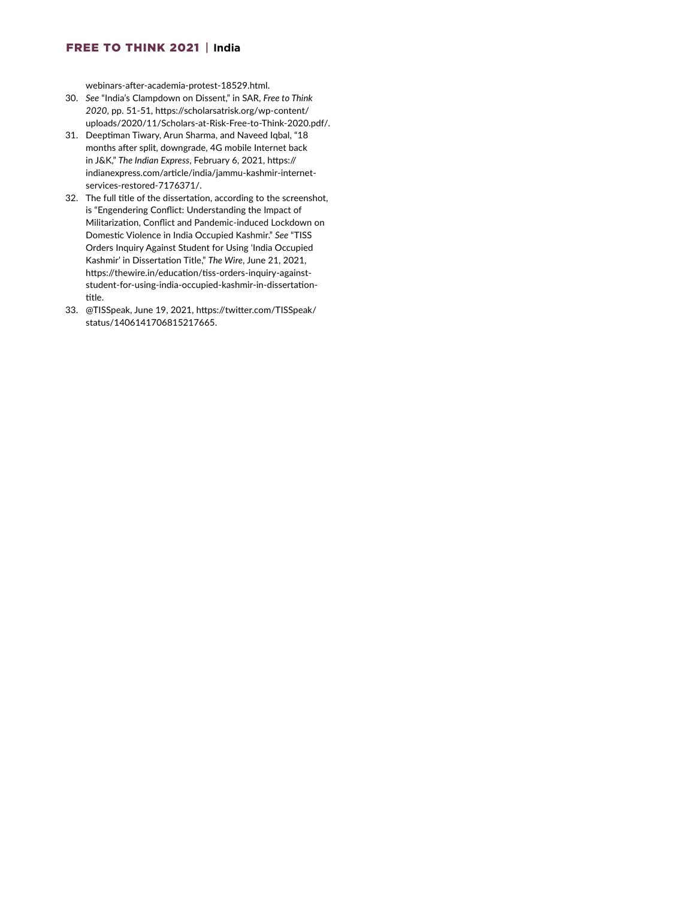webinars-after-academia-protest-18529.html.

30. *See* "India's Clampdown on Dissent," in SAR, *Free to Think 2020*, pp. 51-51, https://scholarsatrisk.org/wp-content/uploads/2020/11/Scholars-at-Risk-Free-to-Think-2020.pdf/.
31. Deeptiman Tiwary, Arun Sharma, and Naveed Iqbal, "18 months after split, downgrade, 4G mobile Internet back in J&K," *The Indian Express*, February 6, 2021, https://indianexpress.com/article/india/jammu-kashmir-internet-services-restored-7176371/.
32. The full title of the dissertation, according to the screenshot, is "Engendering Conflict: Understanding the Impact of Militarization, Conflict and Pandemic-induced Lockdown on Domestic Violence in India Occupied Kashmir." *See* "TISS Orders Inquiry Against Student for Using 'India Occupied Kashmir' in Dissertation Title," *The Wire*, June 21, 2021, https://thewire.in/education/tiss-orders-inquiry-against-student-for-using-india-occupied-kashmir-in-dissertation-title.
33. @TISSpeak, June 19, 2021, https://twitter.com/TISSpeak/status/1406141706815217665.